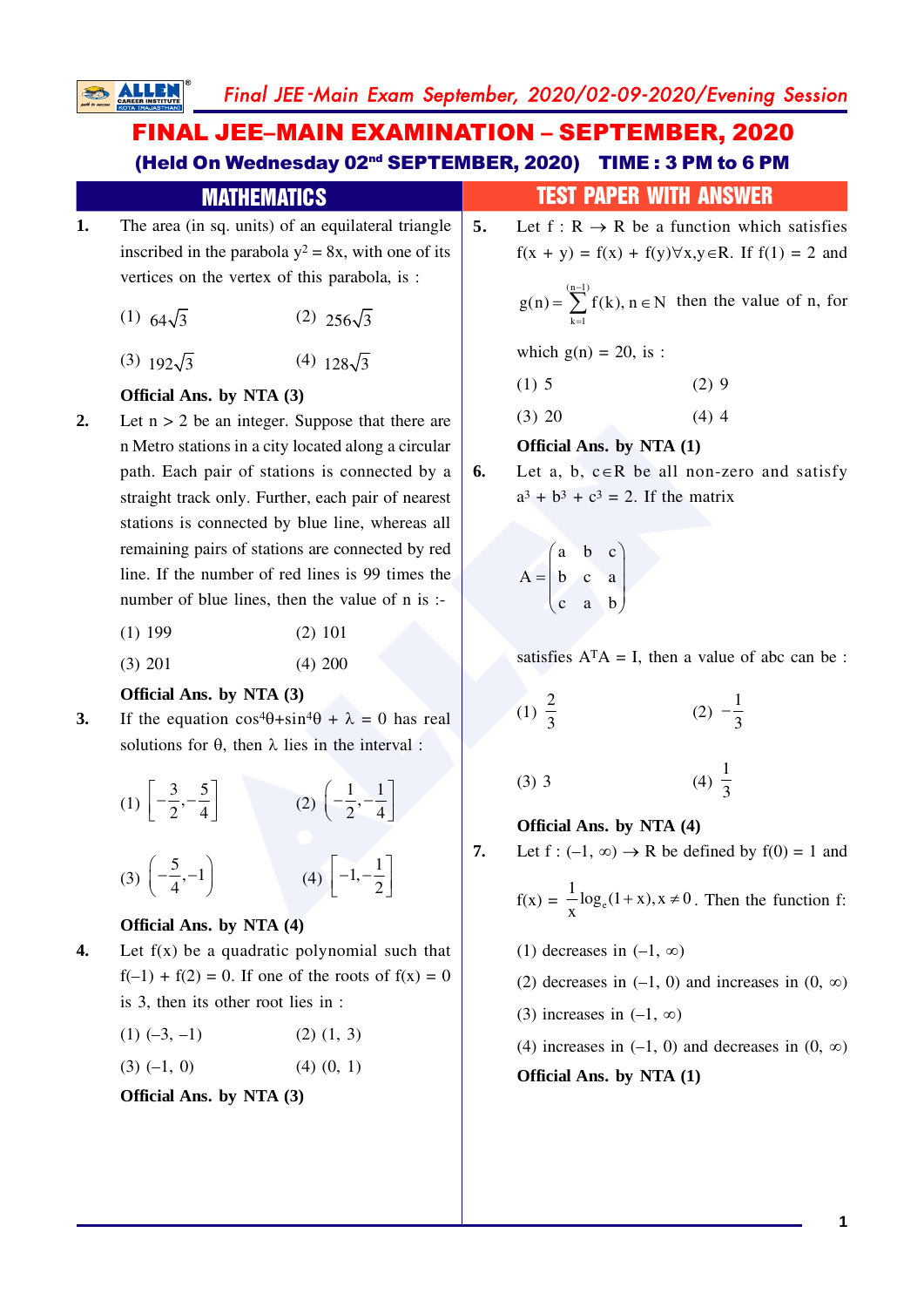# FINAL JEE–MAIN EXAMINATION – SEPTEMBER, 2020

**(Held On Wednesday 02nd SEPTEMBER, 2020) TIME : 3 PM to 6 PM**

## MATHEMATICS — TEST PAPER WITH ANSWER

**1.** The area (in sq. units) of an equilateral triangle inscribed in the parabola $y^2 = 8x$, with one of its vertices on the vertex of this parabola, is :

(1) $64\sqrt{3}$ (2) $256\sqrt{3}$

(3) $192\sqrt{3}$ (4) $128\sqrt{3}$

**Official Ans. by NTA (3)**

**2.** Let $n > 2$ be an integer. Suppose that there are n Metro stations in a city located along a circular path. Each pair of stations is connected by a straight track only. Further, each pair of nearest stations is connected by blue line, whereas all remaining pairs of stations are connected by red line. If the number of red lines is 99 times the number of blue lines, then the value of n is :-

(1) 199 (2) 101

(3) 201 (4) 200

**Official Ans. by NTA (3)**

**3.** If the equation $\cos^4\theta + \sin^4\theta + \lambda = 0$ has real solutions for $\theta$, then $\lambda$ lies in the interval :

(1) $\left[-\frac{3}{2}, -\frac{5}{4}\right]$ (2) $\left(-\frac{1}{2}, -\frac{1}{4}\right]$

(3) $\left(-\frac{5}{4}, -1\right)$ (4) $\left[-1, -\frac{1}{2}\right]$

**Official Ans. by NTA (4)**

**4.** Let $f(x)$ be a quadratic polynomial such that $f(-1) + f(2) = 0$. If one of the roots of $f(x) = 0$ is 3, then its other root lies in :

(1) $(-3, -1)$ (2) $(1, 3)$

(3) $(-1, 0)$ (4) $(0, 1)$

**Official Ans. by NTA (3)**

**5.** Let $f : R \rightarrow R$ be a function which satisfies $f(x + y) = f(x) + f(y) \forall x, y \in R$. If $f(1) = 2$ and $g(n) = \sum_{k=1}^{(n-1)} f(k), n \in N$ then the value of n, for which $g(n) = 20$, is :

(1) 5 (2) 9

(3) 20 (4) 4

**Official Ans. by NTA (1)**

**6.** Let $a, b, c \in R$ be all non-zero and satisfy $a^3 + b^3 + c^3 = 2$. If the matrix

$$A = \begin{pmatrix} a & b & c \\ b & c & a \\ c & a & b \end{pmatrix}$$

satisfies $A^TA = I$, then a value of abc can be :

(1) $\frac{2}{3}$ (2) $-\frac{1}{3}$

(3) 3 (4) $\frac{1}{3}$

**Official Ans. by NTA (4)**

**7.** Let $f : (-1, \infty) \rightarrow R$ be defined by $f(0) = 1$ and $f(x) = \frac{1}{x}\log_e(1+x), x \neq 0$. Then the function f:

(1) decreases in $(-1, \infty)$

(2) decreases in $(-1, 0)$ and increases in $(0, \infty)$

(3) increases in $(-1, \infty)$

(4) increases in $(-1, 0)$ and decreases in $(0, \infty)$

**Official Ans. by NTA (1)**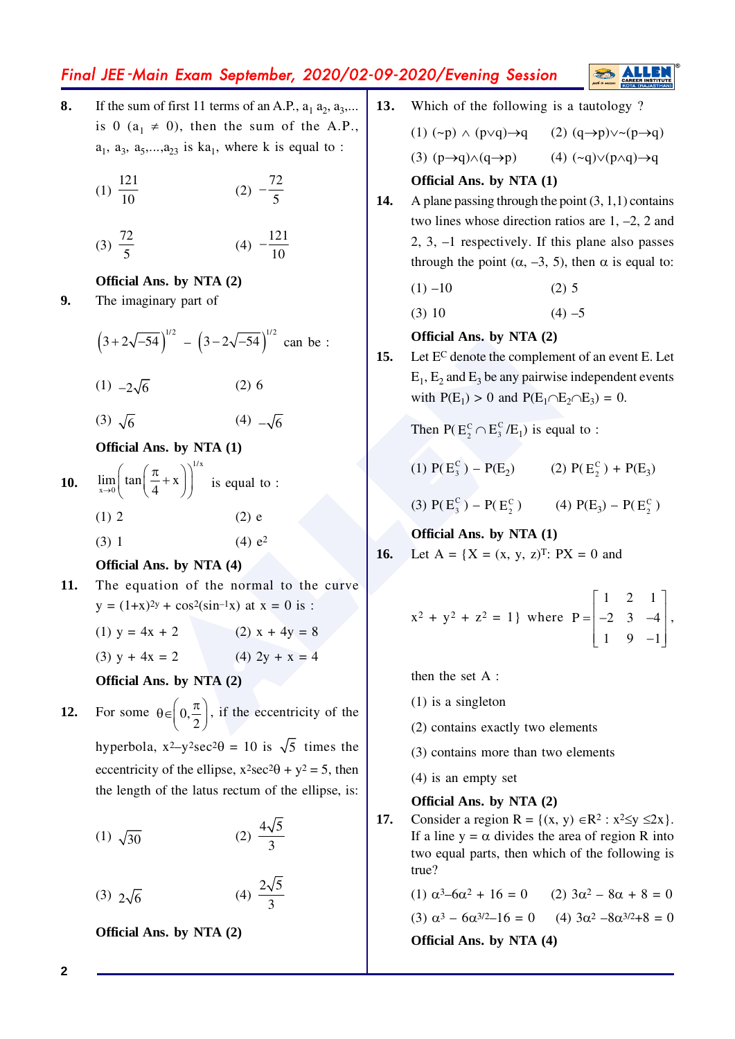**8.** If the sum of first 11 terms of an A.P., $a_1$ $a_2$, $a_3$,... is 0 ($a_1 \neq 0$), then the sum of the A.P., $a_1$, $a_3$, $a_5$,...,$a_{23}$ is $ka_1$, where k is equal to :

(1) $\frac{121}{10}$ (2) $-\frac{72}{5}$

(3) $\frac{72}{5}$ (4) $-\frac{121}{10}$

**Official Ans. by NTA (2)**

**9.** The imaginary part of

$\left(3+2\sqrt{-54}\right)^{1/2} - \left(3-2\sqrt{-54}\right)^{1/2}$ can be :

(1) $-2\sqrt{6}$ (2) 6

(3) $\sqrt{6}$ (4) $-\sqrt{6}$

**Official Ans. by NTA (1)**

**10.** $\lim\limits_{x\to 0}\left(\tan\left(\frac{\pi}{4}+x\right)\right)^{1/x}$ is equal to :

(1) 2 (2) e

(3) 1 (4) $e^2$

**Official Ans. by NTA (4)**

**11.** The equation of the normal to the curve $y = (1+x)^{2y} + \cos^2(\sin^{-1}x)$ at $x = 0$ is :

(1) $y = 4x + 2$ (2) $x + 4y = 8$

(3) $y + 4x = 2$ (4) $2y + x = 4$

**Official Ans. by NTA (2)**

**12.** For some $\theta \in \left(0, \frac{\pi}{2}\right)$, if the eccentricity of the hyperbola, $x^2 - y^2\sec^2\theta = 10$ is $\sqrt{5}$ times the eccentricity of the ellipse, $x^2\sec^2\theta + y^2 = 5$, then the length of the latus rectum of the ellipse, is:

(1) $\sqrt{30}$ (2) $\frac{4\sqrt{5}}{3}$

(3) $2\sqrt{6}$ (4) $\frac{2\sqrt{5}}{3}$

**Official Ans. by NTA (2)**

**13.** Which of the following is a tautology ?

(1) $(\sim p) \wedge (p \vee q) \rightarrow q$ (2) $(q \rightarrow p) \vee \sim(p \rightarrow q)$

(3) $(p \rightarrow q) \wedge (q \rightarrow p)$ (4) $(\sim q) \vee (p \wedge q) \rightarrow q$

**Official Ans. by NTA (1)**

**14.** A plane passing through the point (3, 1,1) contains two lines whose direction ratios are 1, –2, 2 and 2, 3, –1 respectively. If this plane also passes through the point ($\alpha$, –3, 5), then $\alpha$ is equal to:

(1) –10 (2) 5

(3) 10 (4) –5

**Official Ans. by NTA (2)**

**15.** Let $E^C$ denote the complement of an event E. Let $E_1$, $E_2$ and $E_3$ be any pairwise independent events with $P(E_1) > 0$ and $P(E_1 \cap E_2 \cap E_3) = 0$.

Then $P(E_2^C \cap E_3^C / E_1)$ is equal to :

(1) $P(E_3^C) - P(E_2)$ (2) $P(E_2^C) + P(E_3)$

(3) $P(E_3^C) - P(E_2^C)$ (4) $P(E_3) - P(E_2^C)$

**Official Ans. by NTA (1)**

**16.** Let $A = \{X = (x, y, z)^T : PX = 0$ and $x^2 + y^2 + z^2 = 1\}$ where $P = \begin{bmatrix} 1 & 2 & 1 \\ -2 & 3 & -4 \\ 1 & 9 & -1 \end{bmatrix}$,

then the set A :

(1) is a singleton

(2) contains exactly two elements

(3) contains more than two elements

(4) is an empty set

**Official Ans. by NTA (2)**

**17.** Consider a region $R = \{(x, y) \in R^2 : x^2 \le y \le 2x\}$. If a line $y = \alpha$ divides the area of region R into two equal parts, then which of the following is true?

(1) $\alpha^3 - 6\alpha^2 + 16 = 0$ (2) $3\alpha^2 - 8\alpha + 8 = 0$

(3) $\alpha^3 - 6\alpha^{3/2} - 16 = 0$ (4) $3\alpha^2 - 8\alpha^{3/2} + 8 = 0$

**Official Ans. by NTA (4)**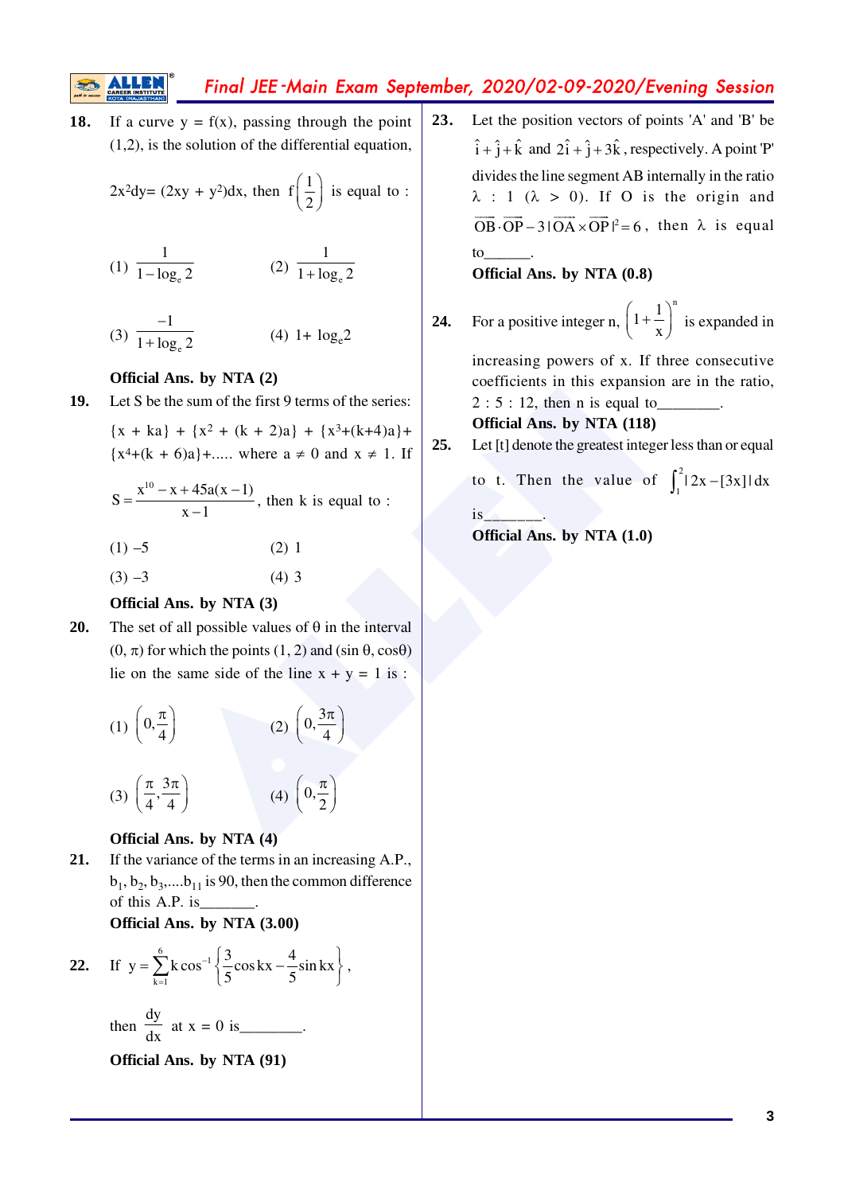**18.** If a curve $y = f(x)$, passing through the point $(1,2)$, is the solution of the differential equation, $2x^2dy = (2xy + y^2)dx$, then $f\left(\frac{1}{2}\right)$ is equal to :

(1) $\frac{1}{1-\log_e 2}$ (2) $\frac{1}{1+\log_e 2}$

(3) $\frac{-1}{1+\log_e 2}$ (4) $1+\log_e 2$

**Official Ans. by NTA (2)**

**19.** Let S be the sum of the first 9 terms of the series:

$\{x + ka\} + \{x^2 + (k + 2)a\} + \{x^3+(k+4)a\}+ \{x^4+(k + 6)a\}+.....$ where $a \neq 0$ and $x \neq 1$. If $S = \frac{x^{10} - x + 45a(x-1)}{x-1}$, then k is equal to :

(1) –5 (2) 1

(3) –3 (4) 3

**Official Ans. by NTA (3)**

**20.** The set of all possible values of $\theta$ in the interval $(0, \pi)$ for which the points $(1, 2)$ and $(\sin\theta, \cos\theta)$ lie on the same side of the line $x + y = 1$ is :

(1) $\left(0,\frac{\pi}{4}\right)$ (2) $\left(0,\frac{3\pi}{4}\right)$

(3) $\left(\frac{\pi}{4},\frac{3\pi}{4}\right)$ (4) $\left(0,\frac{\pi}{2}\right)$

**Official Ans. by NTA (4)**

**21.** If the variance of the terms in an increasing A.P., $b_1, b_2, b_3,.....b_{11}$ is 90, then the common difference of this A.P. is_______.

**Official Ans. by NTA (3.00)**

**22.** If $y = \sum_{k=1}^{6} k\cos^{-1}\left\{\frac{3}{5}\cos kx - \frac{4}{5}\sin kx\right\}$, then $\frac{dy}{dx}$ at $x = 0$ is________.

**Official Ans. by NTA (91)**

**23.** Let the position vectors of points 'A' and 'B' be $\hat{i}+\hat{j}+\hat{k}$ and $2\hat{i}+\hat{j}+3\hat{k}$, respectively. A point 'P' divides the line segment AB internally in the ratio $\lambda : 1$ $(\lambda > 0)$. If O is the origin and $\overrightarrow{OB}\cdot\overrightarrow{OP} - 3|\overrightarrow{OA}\times\overrightarrow{OP}|^2 = 6$, then $\lambda$ is equal to______.

**Official Ans. by NTA (0.8)**

**24.** For a positive integer n, $\left(1+\frac{1}{x}\right)^n$ is expanded in increasing powers of x. If three consecutive coefficients in this expansion are in the ratio, 2 : 5 : 12, then n is equal to________.

**Official Ans. by NTA (118)**

**25.** Let [t] denote the greatest integer less than or equal to t. Then the value of $\int_1^2 |2x - [3x]|dx$ is_______.

**Official Ans. by NTA (1.0)**